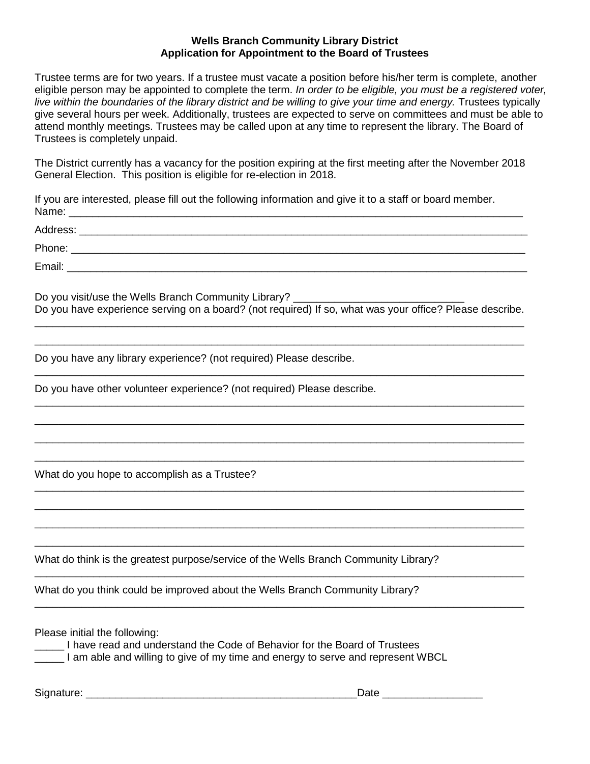**Wells Branch Community Library District**
**Application for Appointment to the Board of Trustees**

Trustee terms are for two years. If a trustee must vacate a position before his/her term is complete, another eligible person may be appointed to complete the term. *In order to be eligible, you must be a registered voter, live within the boundaries of the library district and be willing to give your time and energy.* Trustees typically give several hours per week. Additionally, trustees are expected to serve on committees and must be able to attend monthly meetings. Trustees may be called upon at any time to represent the library. The Board of Trustees is completely unpaid.

The District currently has a vacancy for the position expiring at the first meeting after the November 2018 General Election. This position is eligible for re-election in 2018.

If you are interested, please fill out the following information and give it to a staff or board member.

Name: ______________________________________________________________________________

Address: ____________________________________________________________________________

Phone: ______________________________________________________________________________

Email: _______________________________________________________________________________

Do you visit/use the Wells Branch Community Library? _____________________________

Do you have experience serving on a board? (not required) If so, what was your office? Please describe.

_____________________________________________________________________________________

_____________________________________________________________________________________

Do you have any library experience? (not required) Please describe.

_____________________________________________________________________________________

Do you have other volunteer experience? (not required) Please describe.

_____________________________________________________________________________________

_____________________________________________________________________________________

_____________________________________________________________________________________

_____________________________________________________________________________________

What do you hope to accomplish as a Trustee?

_____________________________________________________________________________________

_____________________________________________________________________________________

_____________________________________________________________________________________

_____________________________________________________________________________________

What do think is the greatest purpose/service of the Wells Branch Community Library?

_____________________________________________________________________________________

What do you think could be improved about the Wells Branch Community Library?

_____________________________________________________________________________________

Please initial the following:

_____ I have read and understand the Code of Behavior for the Board of Trustees

_____ I am able and willing to give of my time and energy to serve and represent WBCL

Signature: _______________________________________________Date _________________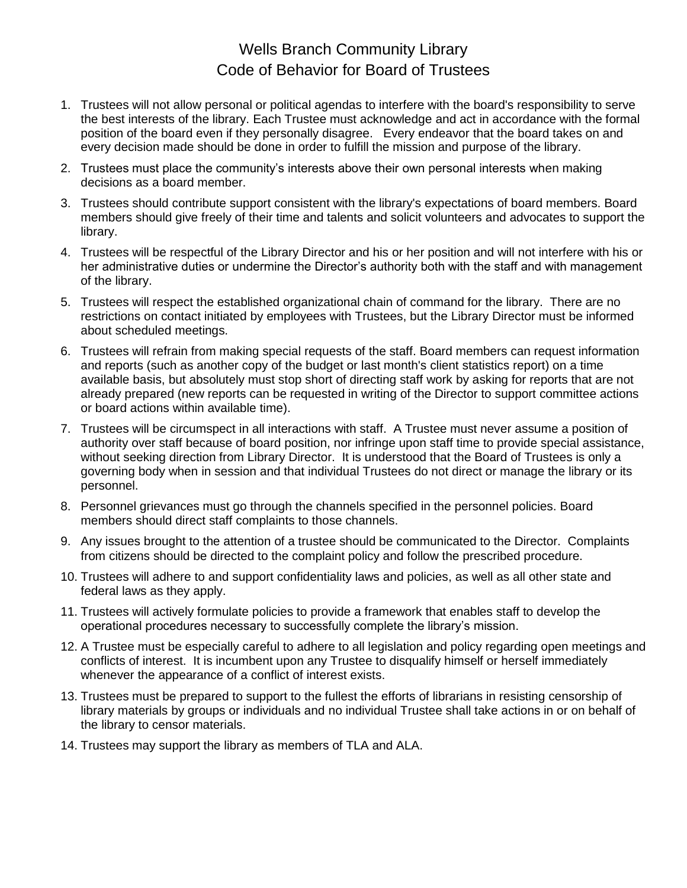# Wells Branch Community Library
## Code of Behavior for Board of Trustees

1. Trustees will not allow personal or political agendas to interfere with the board's responsibility to serve the best interests of the library. Each Trustee must acknowledge and act in accordance with the formal position of the board even if they personally disagree. Every endeavor that the board takes on and every decision made should be done in order to fulfill the mission and purpose of the library.
2. Trustees must place the community's interests above their own personal interests when making decisions as a board member.
3. Trustees should contribute support consistent with the library's expectations of board members. Board members should give freely of their time and talents and solicit volunteers and advocates to support the library.
4. Trustees will be respectful of the Library Director and his or her position and will not interfere with his or her administrative duties or undermine the Director's authority both with the staff and with management of the library.
5. Trustees will respect the established organizational chain of command for the library. There are no restrictions on contact initiated by employees with Trustees, but the Library Director must be informed about scheduled meetings.
6. Trustees will refrain from making special requests of the staff. Board members can request information and reports (such as another copy of the budget or last month's client statistics report) on a time available basis, but absolutely must stop short of directing staff work by asking for reports that are not already prepared (new reports can be requested in writing of the Director to support committee actions or board actions within available time).
7. Trustees will be circumspect in all interactions with staff. A Trustee must never assume a position of authority over staff because of board position, nor infringe upon staff time to provide special assistance, without seeking direction from Library Director. It is understood that the Board of Trustees is only a governing body when in session and that individual Trustees do not direct or manage the library or its personnel.
8. Personnel grievances must go through the channels specified in the personnel policies. Board members should direct staff complaints to those channels.
9. Any issues brought to the attention of a trustee should be communicated to the Director. Complaints from citizens should be directed to the complaint policy and follow the prescribed procedure.
10. Trustees will adhere to and support confidentiality laws and policies, as well as all other state and federal laws as they apply.
11. Trustees will actively formulate policies to provide a framework that enables staff to develop the operational procedures necessary to successfully complete the library's mission.
12. A Trustee must be especially careful to adhere to all legislation and policy regarding open meetings and conflicts of interest. It is incumbent upon any Trustee to disqualify himself or herself immediately whenever the appearance of a conflict of interest exists.
13. Trustees must be prepared to support to the fullest the efforts of librarians in resisting censorship of library materials by groups or individuals and no individual Trustee shall take actions in or on behalf of the library to censor materials.
14. Trustees may support the library as members of TLA and ALA.